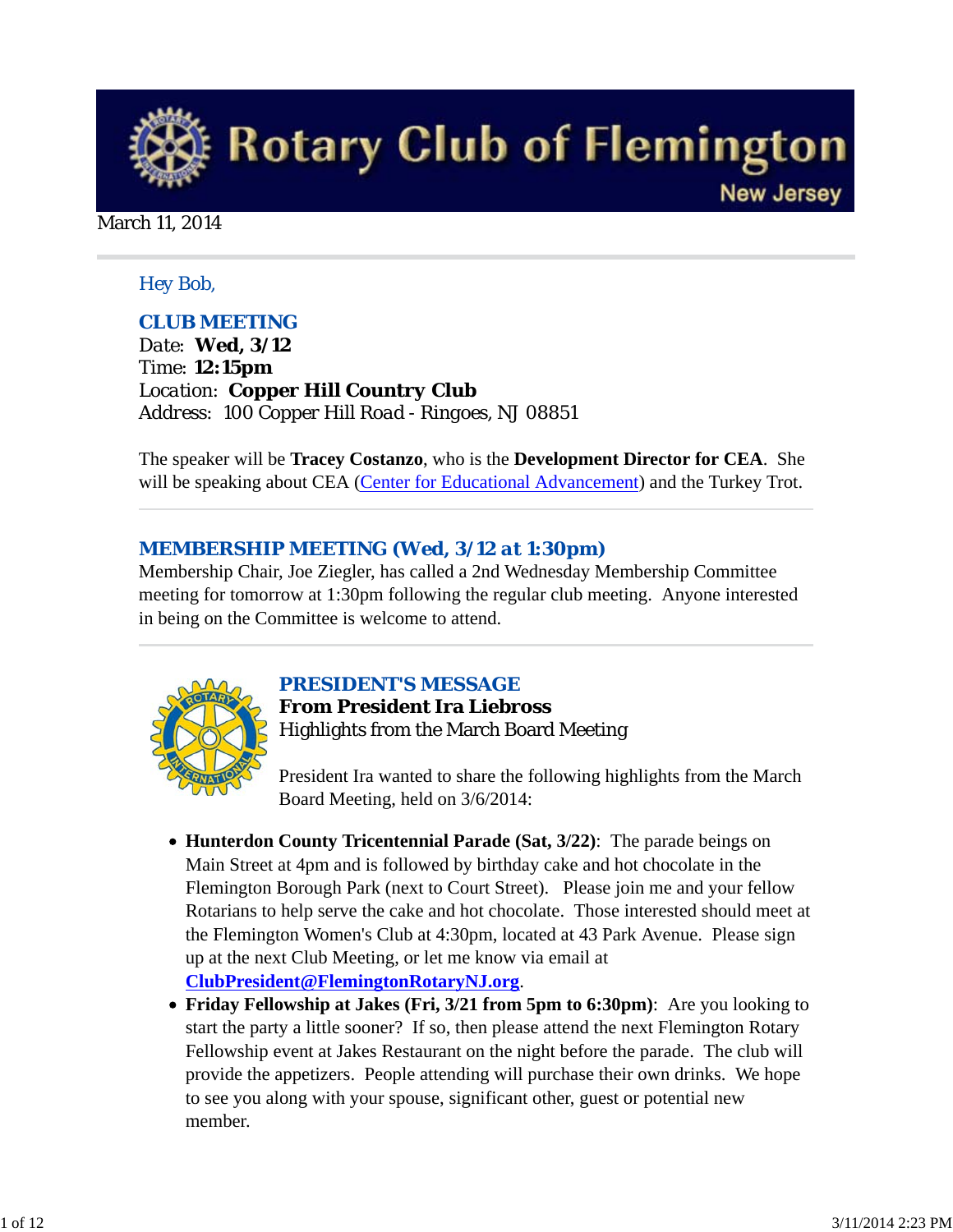# Rotary Club of Flemington

New Jersey

March 11, 2014

Hey Bob,

## CLUB MEETING

Date: **Wed, 3/12**
Time: **12:15pm**
Location: **Copper Hill Country Club**
Address: 100 Copper Hill Road - Ringoes, NJ 08851

The speaker will be **Tracey Costanzo**, who is the **Development Director for CEA**. She will be speaking about CEA (Center for Educational Advancement) and the Turkey Trot.

## MEMBERSHIP MEETING (Wed, 3/12 at 1:30pm)

Membership Chair, Joe Ziegler, has called a 2nd Wednesday Membership Committee meeting for tomorrow at 1:30pm following the regular club meeting. Anyone interested in being on the Committee is welcome to attend.

## PRESIDENT'S MESSAGE

**From President Ira Liebross**

Highlights from the March Board Meeting

President Ira wanted to share the following highlights from the March Board Meeting, held on 3/6/2014:

- **Hunterdon County Tricentennial Parade (Sat, 3/22)**: The parade beings on Main Street at 4pm and is followed by birthday cake and hot chocolate in the Flemington Borough Park (next to Court Street). Please join me and your fellow Rotarians to help serve the cake and hot chocolate. Those interested should meet at the Flemington Women's Club at 4:30pm, located at 43 Park Avenue. Please sign up at the next Club Meeting, or let me know via email at **ClubPresident@FlemingtonRotaryNJ.org**.
- **Friday Fellowship at Jakes (Fri, 3/21 from 5pm to 6:30pm)**: Are you looking to start the party a little sooner? If so, then please attend the next Flemington Rotary Fellowship event at Jakes Restaurant on the night before the parade. The club will provide the appetizers. People attending will purchase their own drinks. We hope to see you along with your spouse, significant other, guest or potential new member.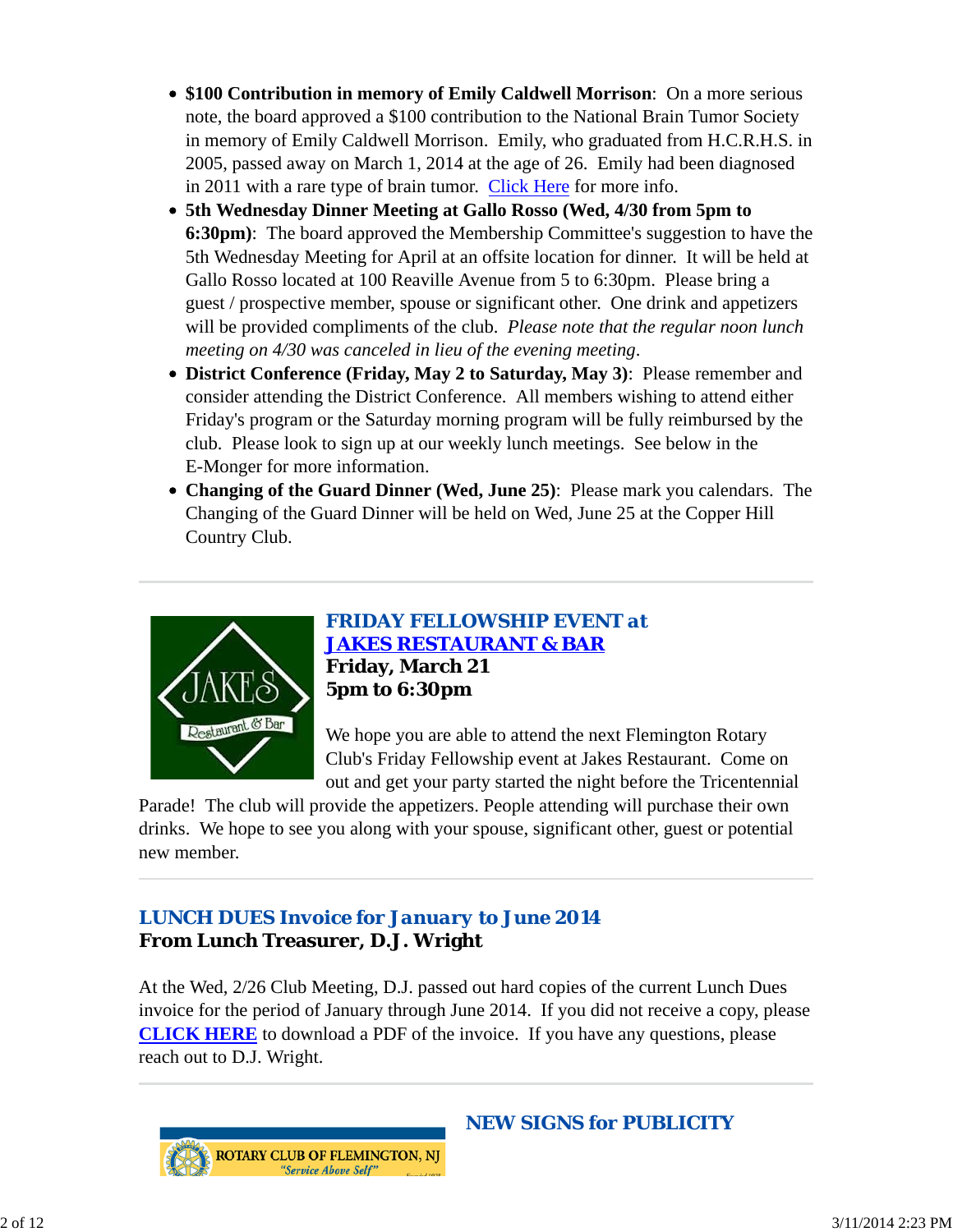- **$100 Contribution in memory of Emily Caldwell Morrison**: On a more serious note, the board approved a $100 contribution to the National Brain Tumor Society in memory of Emily Caldwell Morrison. Emily, who graduated from H.C.R.H.S. in 2005, passed away on March 1, 2014 at the age of 26. Emily had been diagnosed in 2011 with a rare type of brain tumor. Click Here for more info.
- **5th Wednesday Dinner Meeting at Gallo Rosso (Wed, 4/30 from 5pm to 6:30pm)**: The board approved the Membership Committee's suggestion to have the 5th Wednesday Meeting for April at an offsite location for dinner. It will be held at Gallo Rosso located at 100 Reaville Avenue from 5 to 6:30pm. Please bring a guest / prospective member, spouse or significant other. One drink and appetizers will be provided compliments of the club. *Please note that the regular noon lunch meeting on 4/30 was canceled in lieu of the evening meeting.*
- **District Conference (Friday, May 2 to Saturday, May 3)**: Please remember and consider attending the District Conference. All members wishing to attend either Friday's program or the Saturday morning program will be fully reimbursed by the club. Please look to sign up at our weekly lunch meetings. See below in the E-Monger for more information.
- **Changing of the Guard Dinner (Wed, June 25)**: Please mark you calendars. The Changing of the Guard Dinner will be held on Wed, June 25 at the Copper Hill Country Club.

---

## FRIDAY FELLOWSHIP EVENT at JAKES RESTAURANT & BAR

**Friday, March 21**
**5pm to 6:30pm**

We hope you are able to attend the next Flemington Rotary Club's Friday Fellowship event at Jakes Restaurant. Come on out and get your party started the night before the Tricentennial Parade! The club will provide the appetizers. People attending will purchase their own drinks. We hope to see you along with your spouse, significant other, guest or potential new member.

---

## LUNCH DUES Invoice for January to June 2014

**From Lunch Treasurer, D.J. Wright**

At the Wed, 2/26 Club Meeting, D.J. passed out hard copies of the current Lunch Dues invoice for the period of January through June 2014. If you did not receive a copy, please **CLICK HERE** to download a PDF of the invoice. If you have any questions, please reach out to D.J. Wright.

---

## NEW SIGNS for PUBLICITY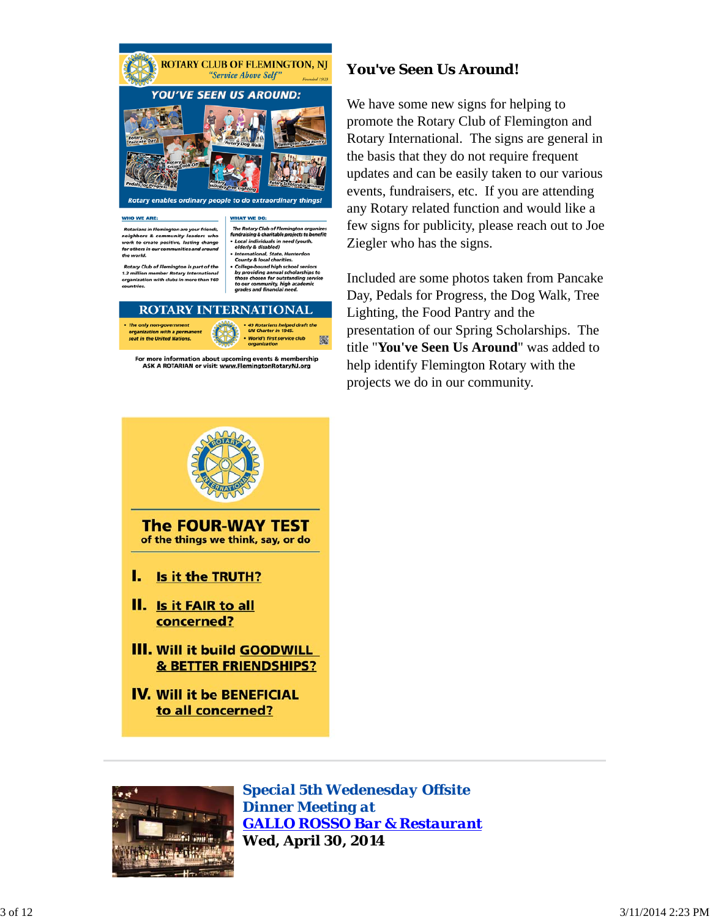## You've Seen Us Around!

We have some new signs for helping to promote the Rotary Club of Flemington and Rotary International. The signs are general in the basis that they do not require frequent updates and can be easily taken to our various events, fundraisers, etc. If you are attending any Rotary related function and would like a few signs for publicity, please reach out to Joe Ziegler who has the signs.

Included are some photos taken from Pancake Day, Pedals for Progress, the Dog Walk, Tree Lighting, the Food Pantry and the presentation of our Spring Scholarships. The title "**You've Seen Us Around**" was added to help identify Flemington Rotary with the projects we do in our community.

ROTARY CLUB OF FLEMINGTON, NJ
*"Service Above Self"*
*Founded 1923*

**YOU'VE SEEN US AROUND:**

Rotary Pancake Day · Rotary Dog Walk · Flemington Food Pantry · Pedals for Progress · Rotary Soup Cook Off · Rotary Holiday Tree Lighting · Rotary Scholarship Winners

*Rotary enables ordinary people to do extraordinary things!*

**WHO WE ARE:**

*Rotarians in Flemington are your friends, neighbors & community leaders who work to create positive, lasting change for others in our communities and around the world.*

*Rotary Club of Flemington is part of the 1.2 million member Rotary International organization with clubs in more than 160 countries.*

**WHAT WE DO:**

*The Rotary Club of Flemington organizes fundraising & charitable projects to benefit:*

- *Local individuals in need (youth, elderly & disabled)*
- *International, State, Hunterdon County & local charities.*
- *College-bound high school seniors by providing annual scholarships to those chosen for outstanding service to our community, high academic grades and financial need.*

**ROTARY INTERNATIONAL**

- *The only non-government organization with a permanent seat in the United Nations.*
- *49 Rotarians helped draft the UN Charter in 1945.*
- *World's first service club organization*

For more information about upcoming events & membership ASK A ROTARIAN or visit: www.FlemingtonRotaryNJ.org

---

ROTARY INTERNATIONAL

**The FOUR-WAY TEST**
of the things we think, say, or do

**I.** Is it the TRUTH?

**II.** Is it FAIR to all concerned?

**III.** Will it build GOODWILL & BETTER FRIENDSHIPS?

**IV.** Will it be BENEFICIAL to all concerned?

---

### *Special 5th Wedenesday Offsite Dinner Meeting at* *GALLO ROSSO Bar & Restaurant*

**Wed, April 30, 2014**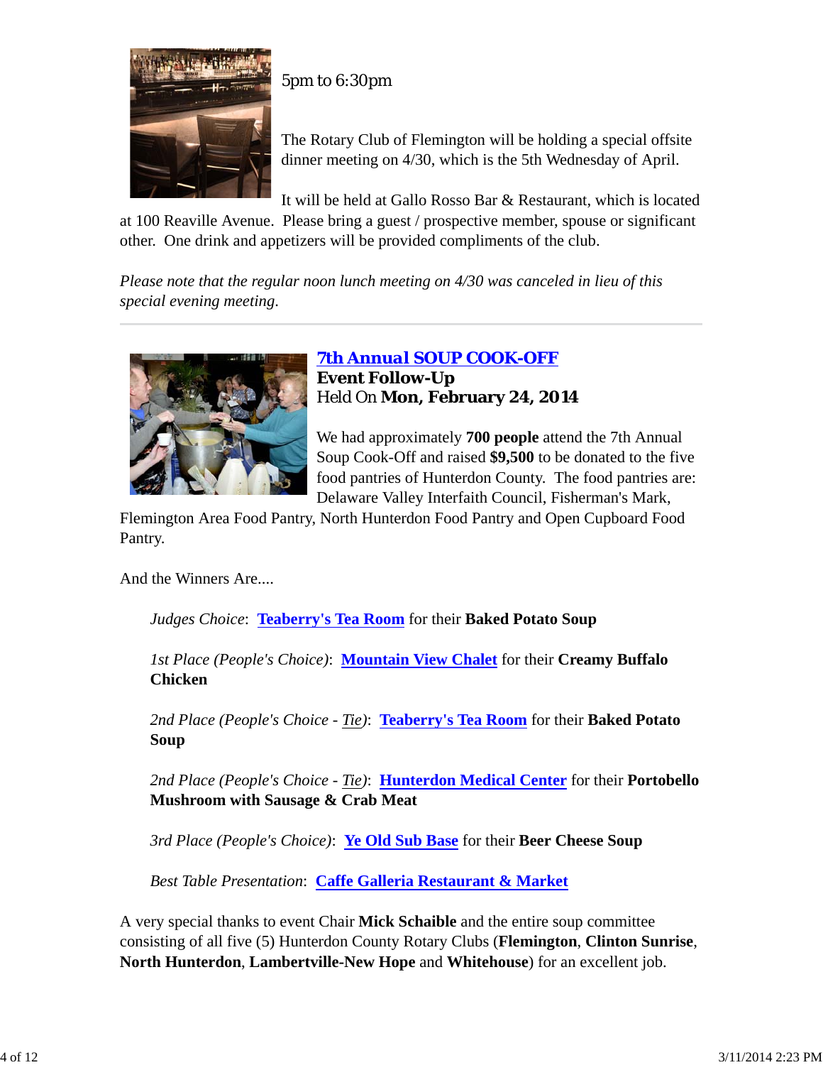5pm to 6:30pm

The Rotary Club of Flemington will be holding a special offsite dinner meeting on 4/30, which is the 5th Wednesday of April.

It will be held at Gallo Rosso Bar & Restaurant, which is located at 100 Reaville Avenue. Please bring a guest / prospective member, spouse or significant other. One drink and appetizers will be provided compliments of the club.

*Please note that the regular noon lunch meeting on 4/30 was canceled in lieu of this special evening meeting.*

---

## 7th Annual SOUP COOK-OFF

**Event Follow-Up**

Held On **Mon, February 24, 2014**

We had approximately **700 people** attend the 7th Annual Soup Cook-Off and raised **$9,500** to be donated to the five food pantries of Hunterdon County. The food pantries are: Delaware Valley Interfaith Council, Fisherman's Mark, Flemington Area Food Pantry, North Hunterdon Food Pantry and Open Cupboard Food Pantry.

And the Winners Are....

*Judges Choice*: **Teaberry's Tea Room** for their **Baked Potato Soup**

*1st Place (People's Choice)*: **Mountain View Chalet** for their **Creamy Buffalo Chicken**

*2nd Place (People's Choice - Tie)*: **Teaberry's Tea Room** for their **Baked Potato Soup**

*2nd Place (People's Choice - Tie)*: **Hunterdon Medical Center** for their **Portobello Mushroom with Sausage & Crab Meat**

*3rd Place (People's Choice)*: **Ye Old Sub Base** for their **Beer Cheese Soup**

*Best Table Presentation*: **Caffe Galleria Restaurant & Market**

A very special thanks to event Chair **Mick Schaible** and the entire soup committee consisting of all five (5) Hunterdon County Rotary Clubs (**Flemington**, **Clinton Sunrise**, **North Hunterdon**, **Lambertville-New Hope** and **Whitehouse**) for an excellent job.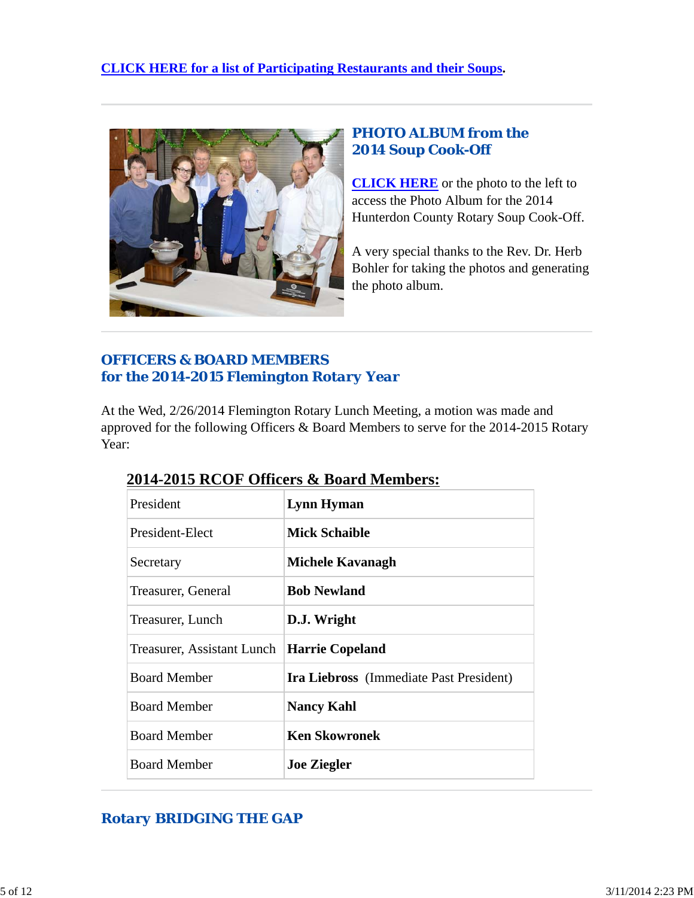**[CLICK HERE for a list of Participating Restaurants and their Soups](#).**

---

## PHOTO ALBUM from the 2014 Soup Cook-Off

[CLICK HERE](#) or the photo to the left to access the Photo Album for the 2014 Hunterdon County Rotary Soup Cook-Off.

A very special thanks to the Rev. Dr. Herb Bohler for taking the photos and generating the photo album.

---

## OFFICERS & BOARD MEMBERS for the 2014-2015 Flemington Rotary Year

At the Wed, 2/26/2014 Flemington Rotary Lunch Meeting, a motion was made and approved for the following Officers & Board Members to serve for the 2014-2015 Rotary Year:

### 2014-2015 RCOF Officers & Board Members:

| Position | Name |
|---|---|
| President | **Lynn Hyman** |
| President-Elect | **Mick Schaible** |
| Secretary | **Michele Kavanagh** |
| Treasurer, General | **Bob Newland** |
| Treasurer, Lunch | **D.J. Wright** |
| Treasurer, Assistant Lunch | **Harrie Copeland** |
| Board Member | **Ira Liebross** (Immediate Past President) |
| Board Member | **Nancy Kahl** |
| Board Member | **Ken Skowronek** |
| Board Member | **Joe Ziegler** |

---

## Rotary BRIDGING THE GAP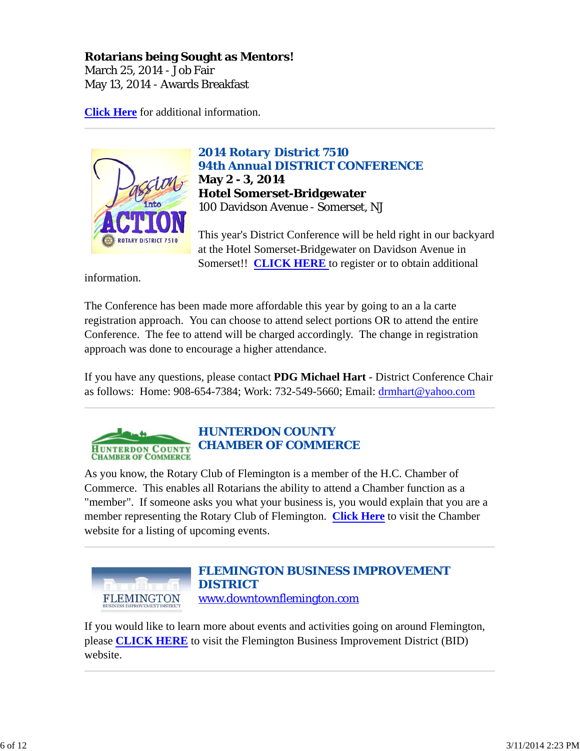**Rotarians being Sought as Mentors!**
March 25, 2014 - Job Fair
May 13, 2014 - Awards Breakfast

**Click Here** for additional information.

---

## 2014 Rotary District 7510
## 94th Annual DISTRICT CONFERENCE

**May 2 - 3, 2014**
**Hotel Somerset-Bridgewater**
100 Davidson Avenue - Somerset, NJ

This year's District Conference will be held right in our backyard at the Hotel Somerset-Bridgewater on Davidson Avenue in Somerset!! **CLICK HERE** to register or to obtain additional information.

The Conference has been made more affordable this year by going to an a la carte registration approach. You can choose to attend select portions OR to attend the entire Conference. The fee to attend will be charged accordingly. The change in registration approach was done to encourage a higher attendance.

If you have any questions, please contact **PDG Michael Hart** - District Conference Chair as follows: Home: 908-654-7384; Work: 732-549-5660; Email: drmhart@yahoo.com

---

## HUNTERDON COUNTY CHAMBER OF COMMERCE

As you know, the Rotary Club of Flemington is a member of the H.C. Chamber of Commerce. This enables all Rotarians the ability to attend a Chamber function as a "member". If someone asks you what your business is, you would explain that you are a member representing the Rotary Club of Flemington. **Click Here** to visit the Chamber website for a listing of upcoming events.

---

## FLEMINGTON BUSINESS IMPROVEMENT DISTRICT

www.downtownflemington.com

If you would like to learn more about events and activities going on around Flemington, please **CLICK HERE** to visit the Flemington Business Improvement District (BID) website.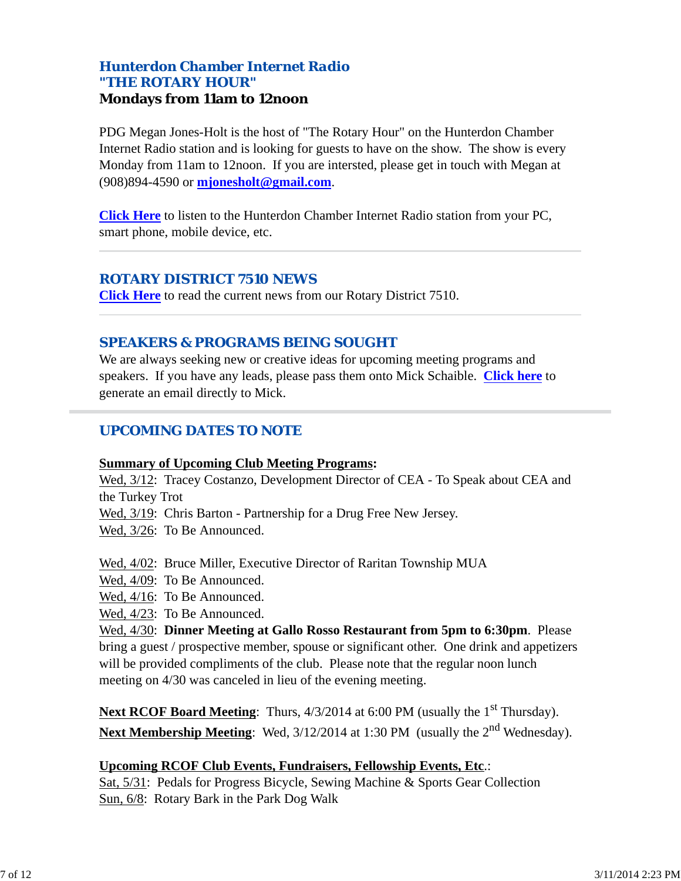### Hunterdon Chamber Internet Radio
### "THE ROTARY HOUR"
**Mondays from 11am to 12noon**

PDG Megan Jones-Holt is the host of "The Rotary Hour" on the Hunterdon Chamber Internet Radio station and is looking for guests to have on the show. The show is every Monday from 11am to 12noon. If you are intersted, please get in touch with Megan at (908)894-4590 or **mjonesholt@gmail.com**.

**Click Here** to listen to the Hunterdon Chamber Internet Radio station from your PC, smart phone, mobile device, etc.

---

### ROTARY DISTRICT 7510 NEWS
**Click Here** to read the current news from our Rotary District 7510.

---

### SPEAKERS & PROGRAMS BEING SOUGHT
We are always seeking new or creative ideas for upcoming meeting programs and speakers. If you have any leads, please pass them onto Mick Schaible. **Click here** to generate an email directly to Mick.

---

## UPCOMING DATES TO NOTE

**Summary of Upcoming Club Meeting Programs:**
Wed, 3/12: Tracey Costanzo, Development Director of CEA - To Speak about CEA and the Turkey Trot
Wed, 3/19: Chris Barton - Partnership for a Drug Free New Jersey.
Wed, 3/26: To Be Announced.

Wed, 4/02: Bruce Miller, Executive Director of Raritan Township MUA
Wed, 4/09: To Be Announced.
Wed, 4/16: To Be Announced.
Wed, 4/23: To Be Announced.
Wed, 4/30: **Dinner Meeting at Gallo Rosso Restaurant from 5pm to 6:30pm**. Please bring a guest / prospective member, spouse or significant other. One drink and appetizers will be provided compliments of the club. Please note that the regular noon lunch meeting on 4/30 was canceled in lieu of the evening meeting.

**Next RCOF Board Meeting**: Thurs, 4/3/2014 at 6:00 PM (usually the 1st Thursday).
**Next Membership Meeting**: Wed, 3/12/2014 at 1:30 PM (usually the 2nd Wednesday).

**Upcoming RCOF Club Events, Fundraisers, Fellowship Events, Etc.**:
Sat, 5/31: Pedals for Progress Bicycle, Sewing Machine & Sports Gear Collection
Sun, 6/8: Rotary Bark in the Park Dog Walk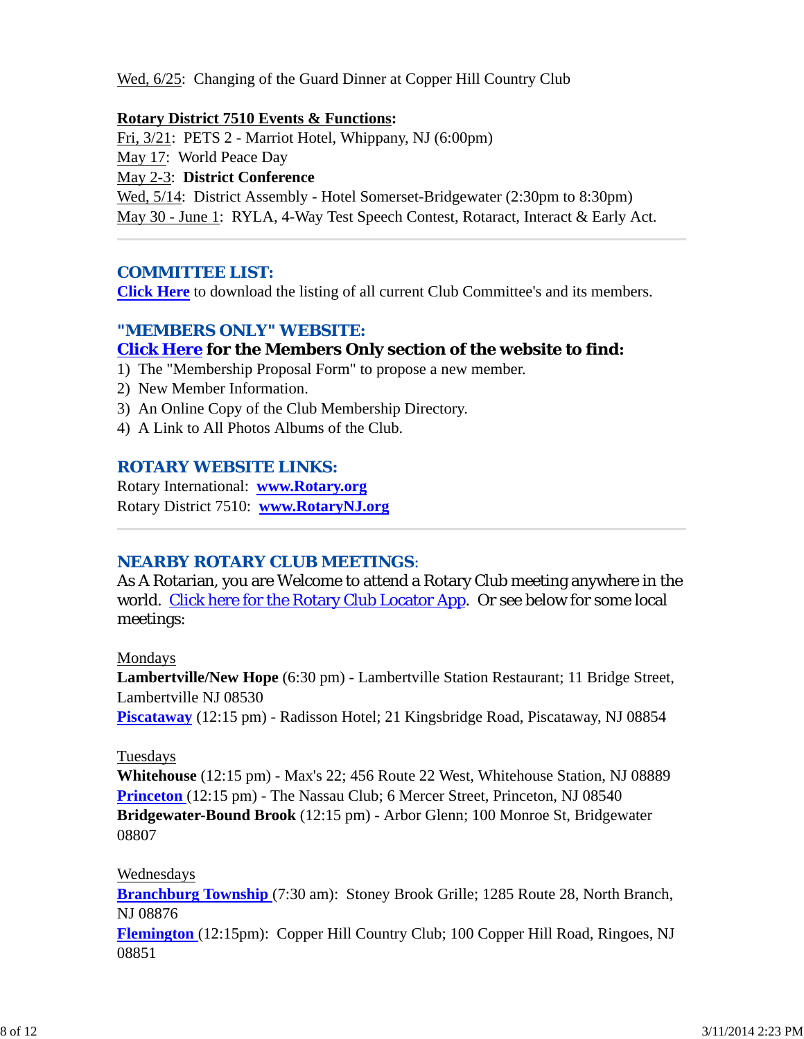Wed, 6/25: Changing of the Guard Dinner at Copper Hill Country Club

**Rotary District 7510 Events & Functions:**
Fri, 3/21: PETS 2 - Marriot Hotel, Whippany, NJ (6:00pm)
May 17: World Peace Day
May 2-3: **District Conference**
Wed, 5/14: District Assembly - Hotel Somerset-Bridgewater (2:30pm to 8:30pm)
May 30 - June 1: RYLA, 4-Way Test Speech Contest, Rotaract, Interact & Early Act.

---

## COMMITTEE LIST:

**Click Here** to download the listing of all current Club Committee's and its members.

## "MEMBERS ONLY" WEBSITE:

**Click Here for the Members Only section of the website to find:**

1) The "Membership Proposal Form" to propose a new member.
2) New Member Information.
3) An Online Copy of the Club Membership Directory.
4) A Link to All Photos Albums of the Club.

## ROTARY WEBSITE LINKS:

Rotary International: **www.Rotary.org**
Rotary District 7510: **www.RotaryNJ.org**

---

## NEARBY ROTARY CLUB MEETINGS:

As A Rotarian, you are Welcome to attend a Rotary Club meeting anywhere in the world. Click here for the Rotary Club Locator App. Or see below for some local meetings:

Mondays
**Lambertville/New Hope** (6:30 pm) - Lambertville Station Restaurant; 11 Bridge Street, Lambertville NJ 08530
**Piscataway** (12:15 pm) - Radisson Hotel; 21 Kingsbridge Road, Piscataway, NJ 08854

Tuesdays
**Whitehouse** (12:15 pm) - Max's 22; 456 Route 22 West, Whitehouse Station, NJ 08889
**Princeton** (12:15 pm) - The Nassau Club; 6 Mercer Street, Princeton, NJ 08540
**Bridgewater-Bound Brook** (12:15 pm) - Arbor Glenn; 100 Monroe St, Bridgewater 08807

Wednesdays
**Branchburg Township** (7:30 am): Stoney Brook Grille; 1285 Route 28, North Branch, NJ 08876
**Flemington** (12:15pm): Copper Hill Country Club; 100 Copper Hill Road, Ringoes, NJ 08851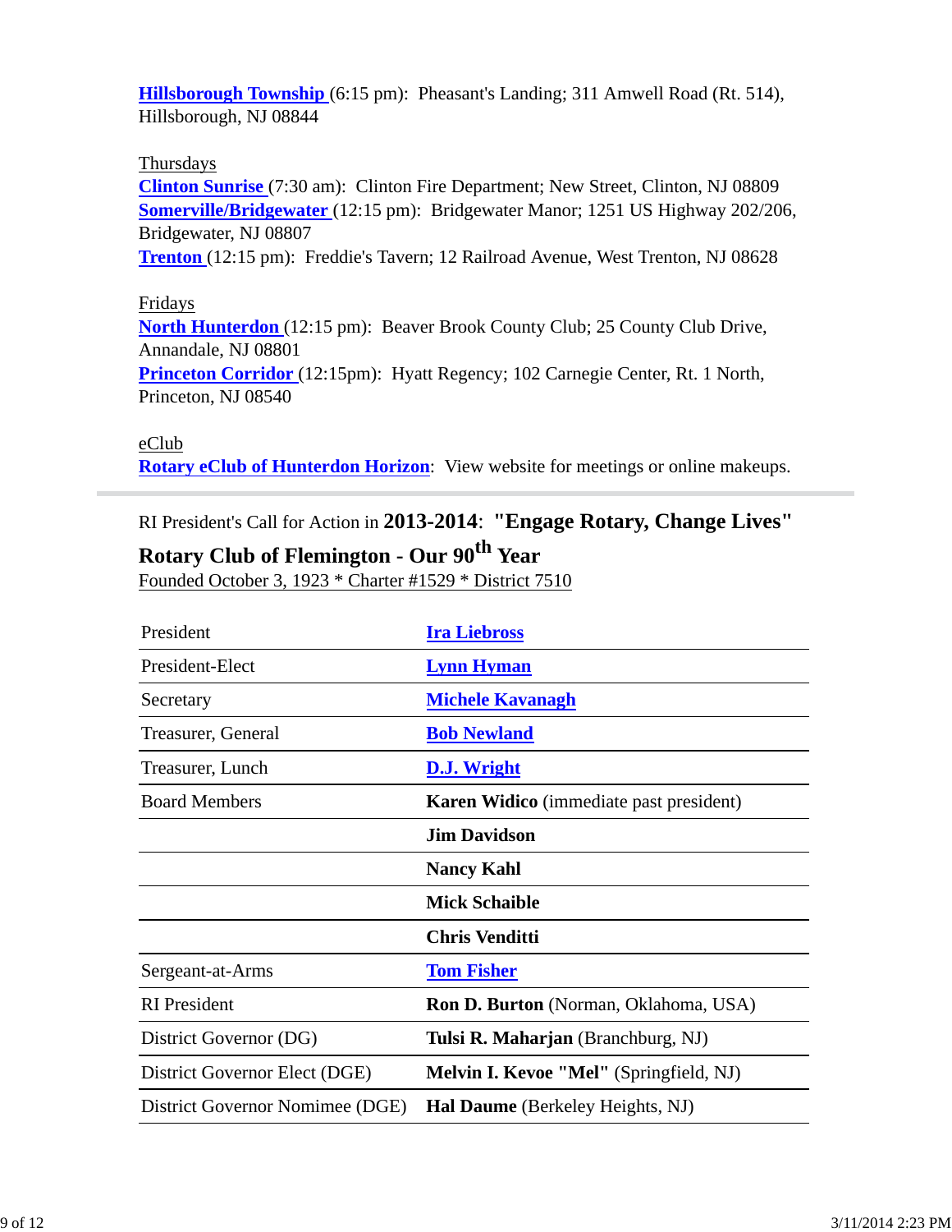**Hillsborough Township** (6:15 pm): Pheasant's Landing; 311 Amwell Road (Rt. 514), Hillsborough, NJ 08844

Thursdays

**Clinton Sunrise** (7:30 am): Clinton Fire Department; New Street, Clinton, NJ 08809

**Somerville/Bridgewater** (12:15 pm): Bridgewater Manor; 1251 US Highway 202/206, Bridgewater, NJ 08807

**Trenton** (12:15 pm): Freddie's Tavern; 12 Railroad Avenue, West Trenton, NJ 08628

Fridays

**North Hunterdon** (12:15 pm): Beaver Brook County Club; 25 County Club Drive, Annandale, NJ 08801

**Princeton Corridor** (12:15pm): Hyatt Regency; 102 Carnegie Center, Rt. 1 North, Princeton, NJ 08540

eClub

**Rotary eClub of Hunterdon Horizon**: View website for meetings or online makeups.

---

RI President's Call for Action in **2013-2014**: **"Engage Rotary, Change Lives"**

**Rotary Club of Flemington - Our 90th Year**

Founded October 3, 1923 * Charter #1529 * District 7510

| | |
|---|---|
| President | **Ira Liebross** |
| President-Elect | **Lynn Hyman** |
| Secretary | **Michele Kavanagh** |
| Treasurer, General | **Bob Newland** |
| Treasurer, Lunch | **D.J. Wright** |
| Board Members | **Karen Widico** (immediate past president) |
| | **Jim Davidson** |
| | **Nancy Kahl** |
| | **Mick Schaible** |
| | **Chris Venditti** |
| Sergeant-at-Arms | **Tom Fisher** |
| RI President | **Ron D. Burton** (Norman, Oklahoma, USA) |
| District Governor (DG) | **Tulsi R. Maharjan** (Branchburg, NJ) |
| District Governor Elect (DGE) | **Melvin I. Kevoe "Mel"** (Springfield, NJ) |
| District Governor Nomimee (DGE) | **Hal Daume** (Berkeley Heights, NJ) |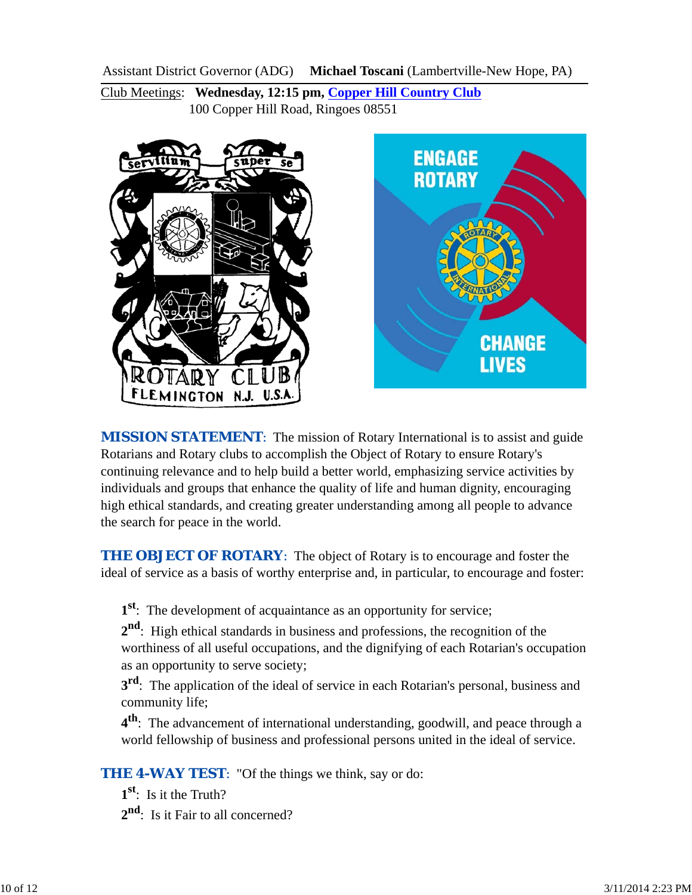Assistant District Governor (ADG) **Michael Toscani** (Lambertville-New Hope, PA)

Club Meetings: **Wednesday, 12:15 pm, Copper Hill Country Club**
100 Copper Hill Road, Ringoes 08551

**MISSION STATEMENT**: The mission of Rotary International is to assist and guide Rotarians and Rotary clubs to accomplish the Object of Rotary to ensure Rotary's continuing relevance and to help build a better world, emphasizing service activities by individuals and groups that enhance the quality of life and human dignity, encouraging high ethical standards, and creating greater understanding among all people to advance the search for peace in the world.

**THE OBJECT OF ROTARY**: The object of Rotary is to encourage and foster the ideal of service as a basis of worthy enterprise and, in particular, to encourage and foster:

**1st**: The development of acquaintance as an opportunity for service;

**2nd**: High ethical standards in business and professions, the recognition of the worthiness of all useful occupations, and the dignifying of each Rotarian's occupation as an opportunity to serve society;

**3rd**: The application of the ideal of service in each Rotarian's personal, business and community life;

**4th**: The advancement of international understanding, goodwill, and peace through a world fellowship of business and professional persons united in the ideal of service.

**THE 4-WAY TEST**: "Of the things we think, say or do:

**1st**: Is it the Truth?

**2nd**: Is it Fair to all concerned?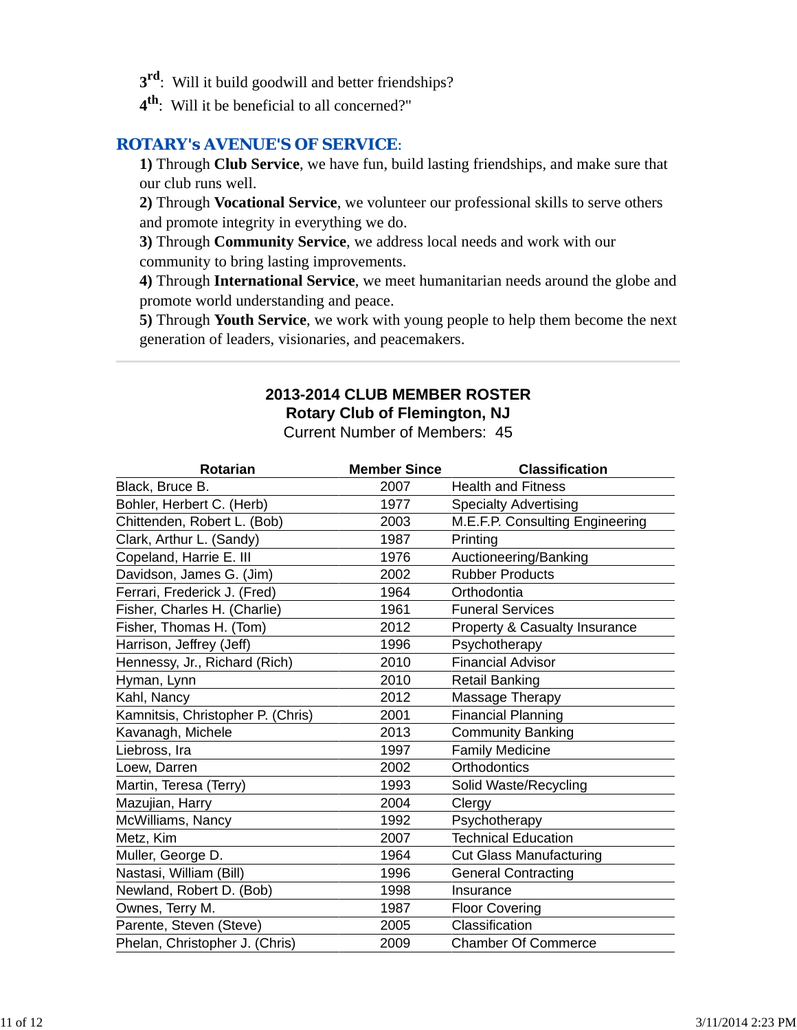**3rd**: Will it build goodwill and better friendships?

**4th**: Will it be beneficial to all concerned?"

## ROTARY's AVENUE'S OF SERVICE:

**1)** Through **Club Service**, we have fun, build lasting friendships, and make sure that our club runs well.

**2)** Through **Vocational Service**, we volunteer our professional skills to serve others and promote integrity in everything we do.

**3)** Through **Community Service**, we address local needs and work with our community to bring lasting improvements.

**4)** Through **International Service**, we meet humanitarian needs around the globe and promote world understanding and peace.

**5)** Through **Youth Service**, we work with young people to help them become the next generation of leaders, visionaries, and peacemakers.

---

**2013-2014 CLUB MEMBER ROSTER**
**Rotary Club of Flemington, NJ**
Current Number of Members: 45

| Rotarian | Member Since | Classification |
|---|---|---|
| Black, Bruce B. | 2007 | Health and Fitness |
| Bohler, Herbert C. (Herb) | 1977 | Specialty Advertising |
| Chittenden, Robert L. (Bob) | 2003 | M.E.F.P. Consulting Engineering |
| Clark, Arthur L. (Sandy) | 1987 | Printing |
| Copeland, Harrie E. III | 1976 | Auctioneering/Banking |
| Davidson, James G. (Jim) | 2002 | Rubber Products |
| Ferrari, Frederick J. (Fred) | 1964 | Orthodontia |
| Fisher, Charles H. (Charlie) | 1961 | Funeral Services |
| Fisher, Thomas H. (Tom) | 2012 | Property & Casualty Insurance |
| Harrison, Jeffrey (Jeff) | 1996 | Psychotherapy |
| Hennessy, Jr., Richard (Rich) | 2010 | Financial Advisor |
| Hyman, Lynn | 2010 | Retail Banking |
| Kahl, Nancy | 2012 | Massage Therapy |
| Kamnitsis, Christopher P. (Chris) | 2001 | Financial Planning |
| Kavanagh, Michele | 2013 | Community Banking |
| Liebross, Ira | 1997 | Family Medicine |
| Loew, Darren | 2002 | Orthodontics |
| Martin, Teresa (Terry) | 1993 | Solid Waste/Recycling |
| Mazujian, Harry | 2004 | Clergy |
| McWilliams, Nancy | 1992 | Psychotherapy |
| Metz, Kim | 2007 | Technical Education |
| Muller, George D. | 1964 | Cut Glass Manufacturing |
| Nastasi, William (Bill) | 1996 | General Contracting |
| Newland, Robert D. (Bob) | 1998 | Insurance |
| Ownes, Terry M. | 1987 | Floor Covering |
| Parente, Steven (Steve) | 2005 | Classification |
| Phelan, Christopher J. (Chris) | 2009 | Chamber Of Commerce |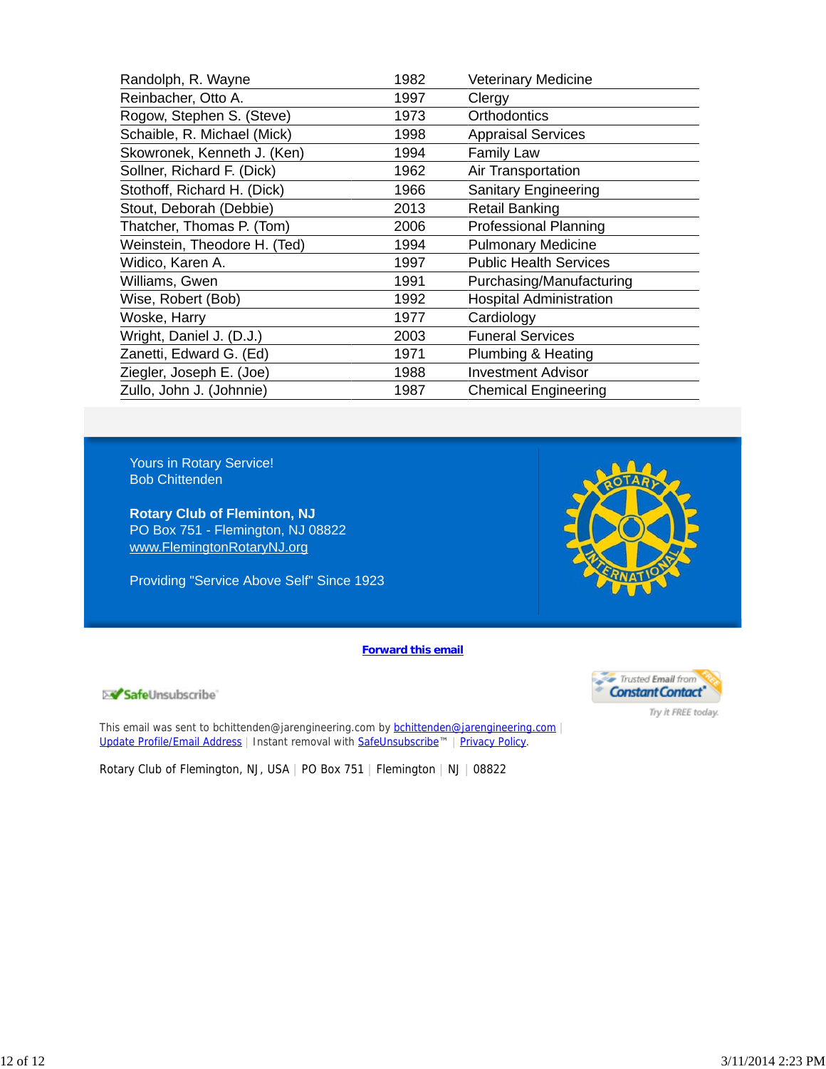| | | |
|---|---|---|
| Randolph, R. Wayne | 1982 | Veterinary Medicine |
| Reinbacher, Otto A. | 1997 | Clergy |
| Rogow, Stephen S. (Steve) | 1973 | Orthodontics |
| Schaible, R. Michael (Mick) | 1998 | Appraisal Services |
| Skowronek, Kenneth J. (Ken) | 1994 | Family Law |
| Sollner, Richard F. (Dick) | 1962 | Air Transportation |
| Stothoff, Richard H. (Dick) | 1966 | Sanitary Engineering |
| Stout, Deborah (Debbie) | 2013 | Retail Banking |
| Thatcher, Thomas P. (Tom) | 2006 | Professional Planning |
| Weinstein, Theodore H. (Ted) | 1994 | Pulmonary Medicine |
| Widico, Karen A. | 1997 | Public Health Services |
| Williams, Gwen | 1991 | Purchasing/Manufacturing |
| Wise, Robert (Bob) | 1992 | Hospital Administration |
| Woske, Harry | 1977 | Cardiology |
| Wright, Daniel J. (D.J.) | 2003 | Funeral Services |
| Zanetti, Edward G. (Ed) | 1971 | Plumbing & Heating |
| Ziegler, Joseph E. (Joe) | 1988 | Investment Advisor |
| Zullo, John J. (Johnnie) | 1987 | Chemical Engineering |

Yours in Rotary Service!
Bob Chittenden

**Rotary Club of Fleminton, NJ**
PO Box 751 - Flemington, NJ 08822
www.FlemingtonRotaryNJ.org

Providing "Service Above Self" Since 1923

**Forward this email**

SafeUnsubscribe

Trusted Email from Constant Contact — Try it FREE today.

This email was sent to bchittenden@jarengineering.com by bchittenden@jarengineering.com | Update Profile/Email Address | Instant removal with SafeUnsubscribe™ | Privacy Policy.

Rotary Club of Flemington, NJ, USA | PO Box 751 | Flemington | NJ | 08822